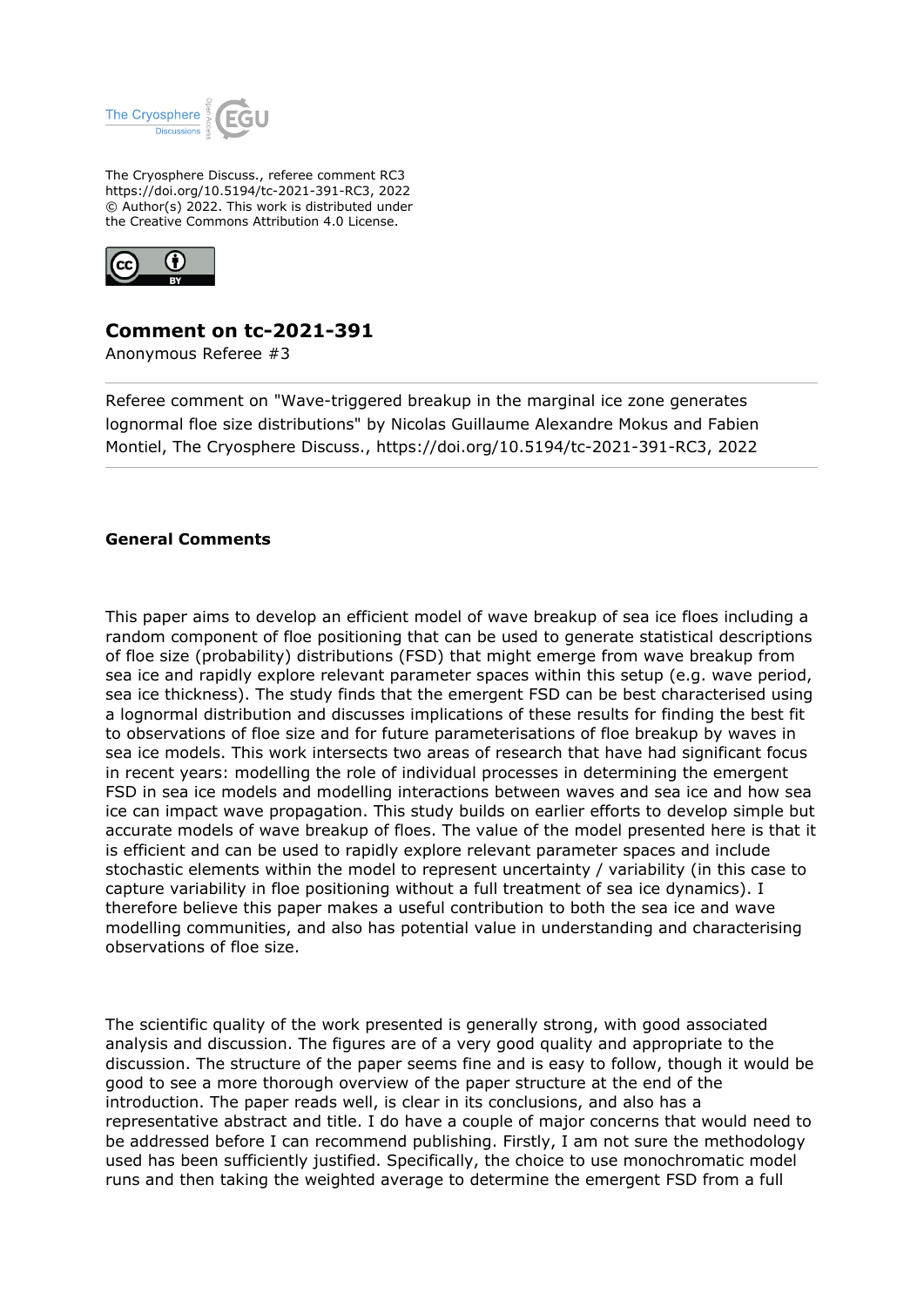The Cryosphere Discuss., referee comment RC3
https://doi.org/10.5194/tc-2021-391-RC3, 2022
© Author(s) 2022. This work is distributed under
the Creative Commons Attribution 4.0 License.

## Comment on tc-2021-391

Anonymous Referee #3

Referee comment on "Wave-triggered breakup in the marginal ice zone generates lognormal floe size distributions" by Nicolas Guillaume Alexandre Mokus and Fabien Montiel, The Cryosphere Discuss., https://doi.org/10.5194/tc-2021-391-RC3, 2022

### General Comments

This paper aims to develop an efficient model of wave breakup of sea ice floes including a random component of floe positioning that can be used to generate statistical descriptions of floe size (probability) distributions (FSD) that might emerge from wave breakup from sea ice and rapidly explore relevant parameter spaces within this setup (e.g. wave period, sea ice thickness). The study finds that the emergent FSD can be best characterised using a lognormal distribution and discusses implications of these results for finding the best fit to observations of floe size and for future parameterisations of floe breakup by waves in sea ice models. This work intersects two areas of research that have had significant focus in recent years: modelling the role of individual processes in determining the emergent FSD in sea ice models and modelling interactions between waves and sea ice and how sea ice can impact wave propagation. This study builds on earlier efforts to develop simple but accurate models of wave breakup of floes. The value of the model presented here is that it is efficient and can be used to rapidly explore relevant parameter spaces and include stochastic elements within the model to represent uncertainty / variability (in this case to capture variability in floe positioning without a full treatment of sea ice dynamics). I therefore believe this paper makes a useful contribution to both the sea ice and wave modelling communities, and also has potential value in understanding and characterising observations of floe size.

The scientific quality of the work presented is generally strong, with good associated analysis and discussion. The figures are of a very good quality and appropriate to the discussion. The structure of the paper seems fine and is easy to follow, though it would be good to see a more thorough overview of the paper structure at the end of the introduction. The paper reads well, is clear in its conclusions, and also has a representative abstract and title. I do have a couple of major concerns that would need to be addressed before I can recommend publishing. Firstly, I am not sure the methodology used has been sufficiently justified. Specifically, the choice to use monochromatic model runs and then taking the weighted average to determine the emergent FSD from a full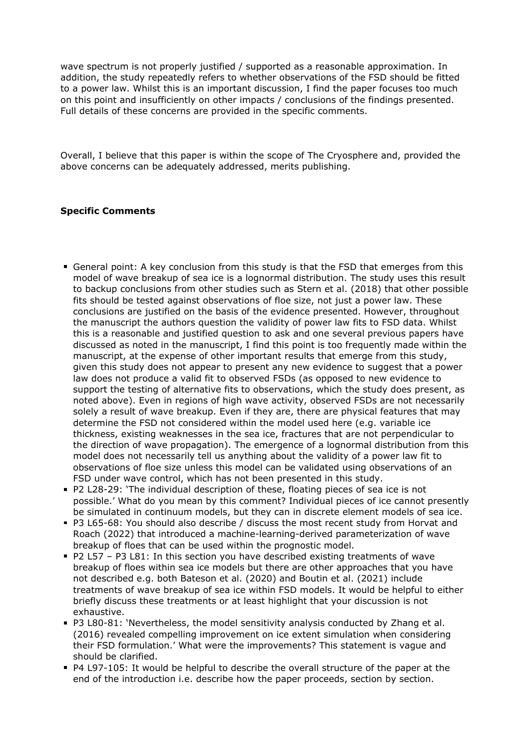wave spectrum is not properly justified / supported as a reasonable approximation. In addition, the study repeatedly refers to whether observations of the FSD should be fitted to a power law. Whilst this is an important discussion, I find the paper focuses too much on this point and insufficiently on other impacts / conclusions of the findings presented. Full details of these concerns are provided in the specific comments.

Overall, I believe that this paper is within the scope of The Cryosphere and, provided the above concerns can be adequately addressed, merits publishing.

**Specific Comments**

- General point: A key conclusion from this study is that the FSD that emerges from this model of wave breakup of sea ice is a lognormal distribution. The study uses this result to backup conclusions from other studies such as Stern et al. (2018) that other possible fits should be tested against observations of floe size, not just a power law. These conclusions are justified on the basis of the evidence presented. However, throughout the manuscript the authors question the validity of power law fits to FSD data. Whilst this is a reasonable and justified question to ask and one several previous papers have discussed as noted in the manuscript, I find this point is too frequently made within the manuscript, at the expense of other important results that emerge from this study, given this study does not appear to present any new evidence to suggest that a power law does not produce a valid fit to observed FSDs (as opposed to new evidence to support the testing of alternative fits to observations, which the study does present, as noted above). Even in regions of high wave activity, observed FSDs are not necessarily solely a result of wave breakup. Even if they are, there are physical features that may determine the FSD not considered within the model used here (e.g. variable ice thickness, existing weaknesses in the sea ice, fractures that are not perpendicular to the direction of wave propagation). The emergence of a lognormal distribution from this model does not necessarily tell us anything about the validity of a power law fit to observations of floe size unless this model can be validated using observations of an FSD under wave control, which has not been presented in this study.
- P2 L28-29: 'The individual description of these, floating pieces of sea ice is not possible.' What do you mean by this comment? Individual pieces of ice cannot presently be simulated in continuum models, but they can in discrete element models of sea ice.
- P3 L65-68: You should also describe / discuss the most recent study from Horvat and Roach (2022) that introduced a machine-learning-derived parameterization of wave breakup of floes that can be used within the prognostic model.
- P2 L57 – P3 L81: In this section you have described existing treatments of wave breakup of floes within sea ice models but there are other approaches that you have not described e.g. both Bateson et al. (2020) and Boutin et al. (2021) include treatments of wave breakup of sea ice within FSD models. It would be helpful to either briefly discuss these treatments or at least highlight that your discussion is not exhaustive.
- P3 L80-81: 'Nevertheless, the model sensitivity analysis conducted by Zhang et al. (2016) revealed compelling improvement on ice extent simulation when considering their FSD formulation.' What were the improvements? This statement is vague and should be clarified.
- P4 L97-105: It would be helpful to describe the overall structure of the paper at the end of the introduction i.e. describe how the paper proceeds, section by section.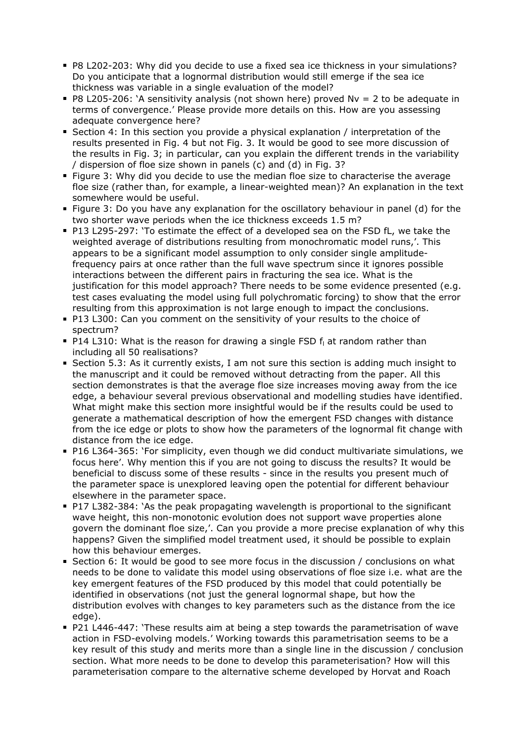- P8 L202-203: Why did you decide to use a fixed sea ice thickness in your simulations? Do you anticipate that a lognormal distribution would still emerge if the sea ice thickness was variable in a single evaluation of the model?
- P8 L205-206: 'A sensitivity analysis (not shown here) proved Nv = 2 to be adequate in terms of convergence.' Please provide more details on this. How are you assessing adequate convergence here?
- Section 4: In this section you provide a physical explanation / interpretation of the results presented in Fig. 4 but not Fig. 3. It would be good to see more discussion of the results in Fig. 3; in particular, can you explain the different trends in the variability / dispersion of floe size shown in panels (c) and (d) in Fig. 3?
- Figure 3: Why did you decide to use the median floe size to characterise the average floe size (rather than, for example, a linear-weighted mean)? An explanation in the text somewhere would be useful.
- Figure 3: Do you have any explanation for the oscillatory behaviour in panel (d) for the two shorter wave periods when the ice thickness exceeds 1.5 m?
- P13 L295-297: 'To estimate the effect of a developed sea on the FSD fL, we take the weighted average of distributions resulting from monochromatic model runs,'. This appears to be a significant model assumption to only consider single amplitude-frequency pairs at once rather than the full wave spectrum since it ignores possible interactions between the different pairs in fracturing the sea ice. What is the justification for this model approach? There needs to be some evidence presented (e.g. test cases evaluating the model using full polychromatic forcing) to show that the error resulting from this approximation is not large enough to impact the conclusions.
- P13 L300: Can you comment on the sensitivity of your results to the choice of spectrum?
- P14 L310: What is the reason for drawing a single FSD $f_l$ at random rather than including all 50 realisations?
- Section 5.3: As it currently exists, I am not sure this section is adding much insight to the manuscript and it could be removed without detracting from the paper. All this section demonstrates is that the average floe size increases moving away from the ice edge, a behaviour several previous observational and modelling studies have identified. What might make this section more insightful would be if the results could be used to generate a mathematical description of how the emergent FSD changes with distance from the ice edge or plots to show how the parameters of the lognormal fit change with distance from the ice edge.
- P16 L364-365: 'For simplicity, even though we did conduct multivariate simulations, we focus here'. Why mention this if you are not going to discuss the results? It would be beneficial to discuss some of these results - since in the results you present much of the parameter space is unexplored leaving open the potential for different behaviour elsewhere in the parameter space.
- P17 L382-384: 'As the peak propagating wavelength is proportional to the significant wave height, this non-monotonic evolution does not support wave properties alone govern the dominant floe size,'. Can you provide a more precise explanation of why this happens? Given the simplified model treatment used, it should be possible to explain how this behaviour emerges.
- Section 6: It would be good to see more focus in the discussion / conclusions on what needs to be done to validate this model using observations of floe size i.e. what are the key emergent features of the FSD produced by this model that could potentially be identified in observations (not just the general lognormal shape, but how the distribution evolves with changes to key parameters such as the distance from the ice edge).
- P21 L446-447: 'These results aim at being a step towards the parametrisation of wave action in FSD-evolving models.' Working towards this parametrisation seems to be a key result of this study and merits more than a single line in the discussion / conclusion section. What more needs to be done to develop this parameterisation? How will this parameterisation compare to the alternative scheme developed by Horvat and Roach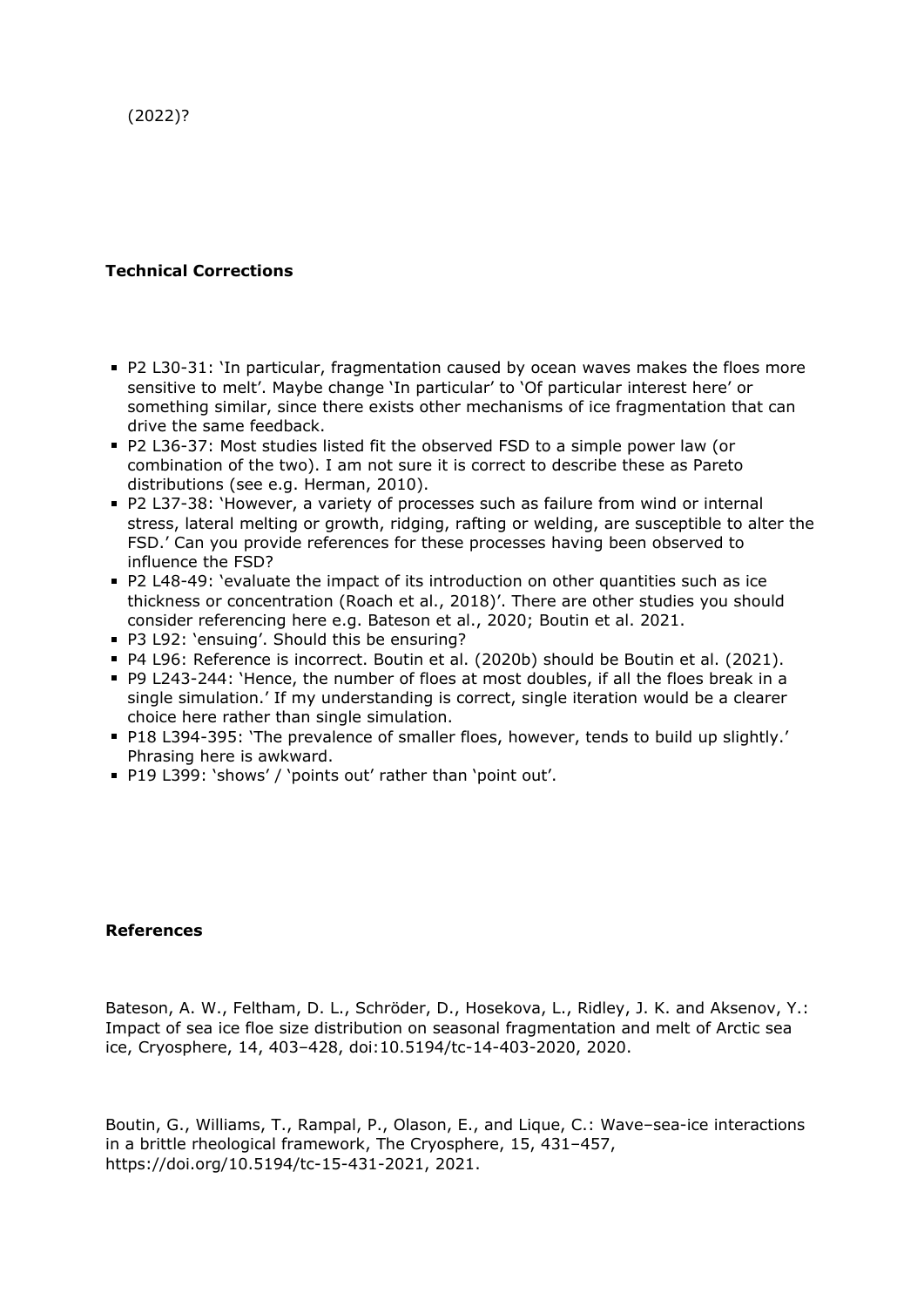(2022)?

**Technical Corrections**

- P2 L30-31: 'In particular, fragmentation caused by ocean waves makes the floes more sensitive to melt'. Maybe change 'In particular' to 'Of particular interest here' or something similar, since there exists other mechanisms of ice fragmentation that can drive the same feedback.
- P2 L36-37: Most studies listed fit the observed FSD to a simple power law (or combination of the two). I am not sure it is correct to describe these as Pareto distributions (see e.g. Herman, 2010).
- P2 L37-38: 'However, a variety of processes such as failure from wind or internal stress, lateral melting or growth, ridging, rafting or welding, are susceptible to alter the FSD.' Can you provide references for these processes having been observed to influence the FSD?
- P2 L48-49: 'evaluate the impact of its introduction on other quantities such as ice thickness or concentration (Roach et al., 2018)'. There are other studies you should consider referencing here e.g. Bateson et al., 2020; Boutin et al. 2021.
- P3 L92: 'ensuing'. Should this be ensuring?
- P4 L96: Reference is incorrect. Boutin et al. (2020b) should be Boutin et al. (2021).
- P9 L243-244: 'Hence, the number of floes at most doubles, if all the floes break in a single simulation.' If my understanding is correct, single iteration would be a clearer choice here rather than single simulation.
- P18 L394-395: 'The prevalence of smaller floes, however, tends to build up slightly.' Phrasing here is awkward.
- P19 L399: 'shows' / 'points out' rather than 'point out'.

**References**

Bateson, A. W., Feltham, D. L., Schröder, D., Hosekova, L., Ridley, J. K. and Aksenov, Y.: Impact of sea ice floe size distribution on seasonal fragmentation and melt of Arctic sea ice, Cryosphere, 14, 403–428, doi:10.5194/tc-14-403-2020, 2020.

Boutin, G., Williams, T., Rampal, P., Olason, E., and Lique, C.: Wave–sea-ice interactions in a brittle rheological framework, The Cryosphere, 15, 431–457, https://doi.org/10.5194/tc-15-431-2021, 2021.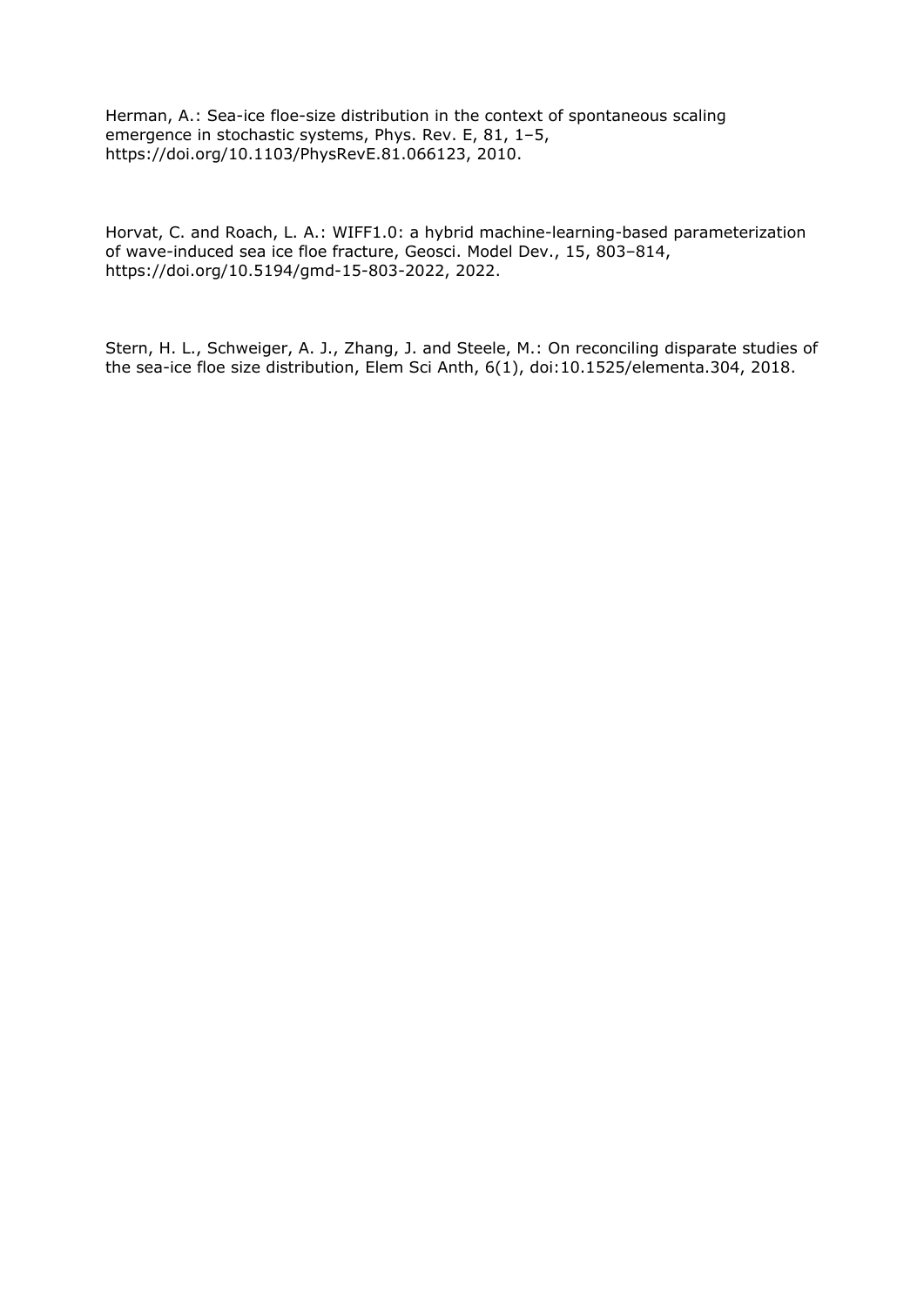Herman, A.: Sea-ice floe-size distribution in the context of spontaneous scaling emergence in stochastic systems, Phys. Rev. E, 81, 1–5, https://doi.org/10.1103/PhysRevE.81.066123, 2010.

Horvat, C. and Roach, L. A.: WIFF1.0: a hybrid machine-learning-based parameterization of wave-induced sea ice floe fracture, Geosci. Model Dev., 15, 803–814, https://doi.org/10.5194/gmd-15-803-2022, 2022.

Stern, H. L., Schweiger, A. J., Zhang, J. and Steele, M.: On reconciling disparate studies of the sea-ice floe size distribution, Elem Sci Anth, 6(1), doi:10.1525/elementa.304, 2018.